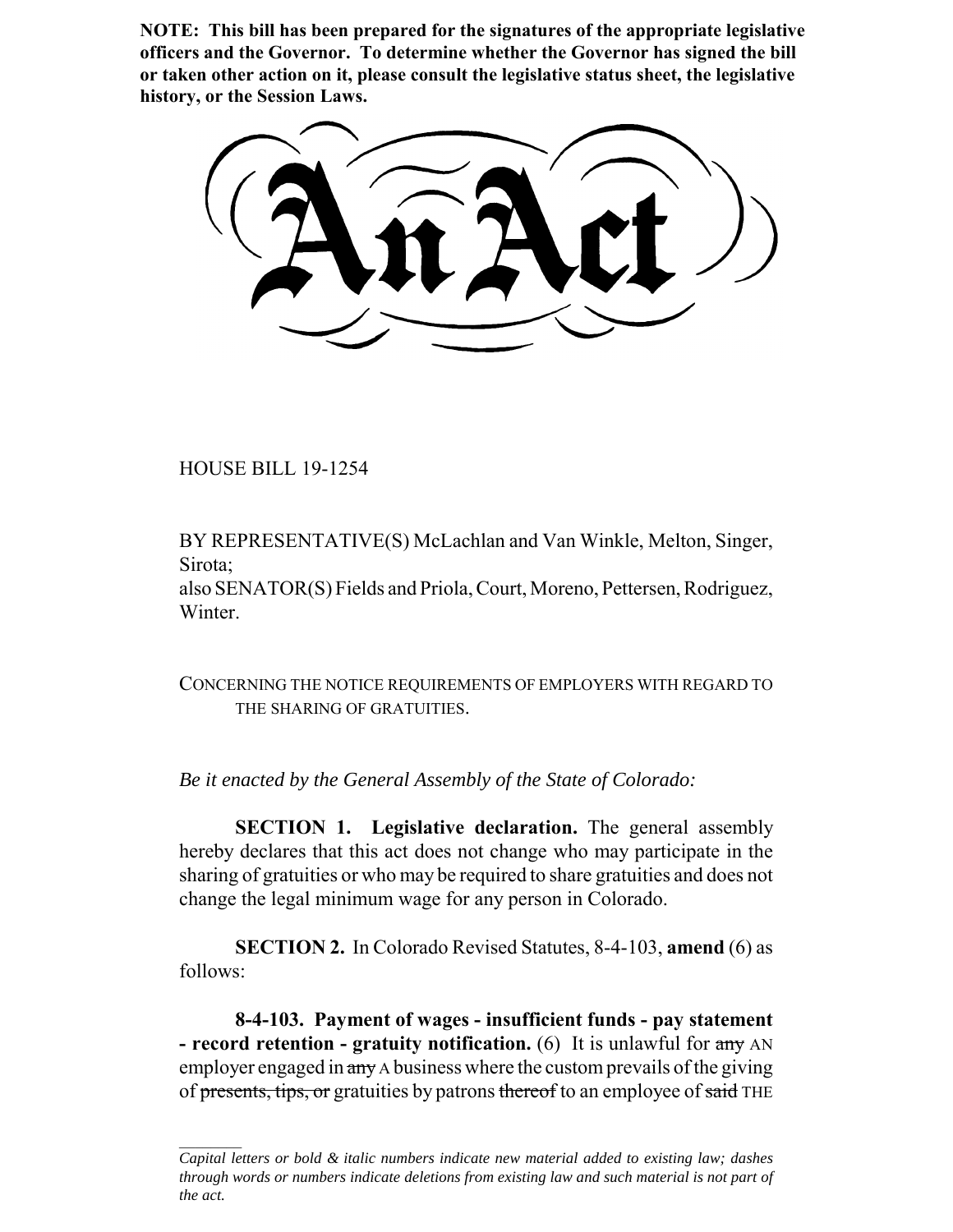**NOTE: This bill has been prepared for the signatures of the appropriate legislative officers and the Governor. To determine whether the Governor has signed the bill or taken other action on it, please consult the legislative status sheet, the legislative history, or the Session Laws.**

# An Act

HOUSE BILL 19-1254

BY REPRESENTATIVE(S) McLachlan and Van Winkle, Melton, Singer, Sirota;
also SENATOR(S) Fields and Priola, Court, Moreno, Pettersen, Rodriguez, Winter.

CONCERNING THE NOTICE REQUIREMENTS OF EMPLOYERS WITH REGARD TO THE SHARING OF GRATUITIES.

*Be it enacted by the General Assembly of the State of Colorado:*

**SECTION 1. Legislative declaration.** The general assembly hereby declares that this act does not change who may participate in the sharing of gratuities or who may be required to share gratuities and does not change the legal minimum wage for any person in Colorado.

**SECTION 2.** In Colorado Revised Statutes, 8-4-103, **amend** (6) as follows:

**8-4-103. Payment of wages - insufficient funds - pay statement - record retention - gratuity notification.** (6) It is unlawful for ~~any~~ AN employer engaged in ~~any~~ A business where the custom prevails of the giving of ~~presents, tips, or~~ gratuities by patrons ~~thereof~~ to an employee of ~~said~~ THE

---

*Capital letters or bold & italic numbers indicate new material added to existing law; dashes through words or numbers indicate deletions from existing law and such material is not part of the act.*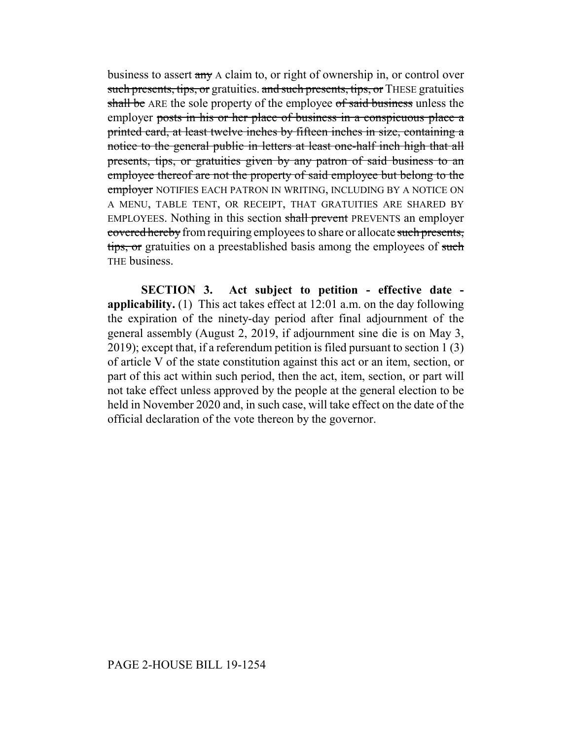business to assert ~~any~~ A claim to, or right of ownership in, or control over ~~such presents, tips, or~~ gratuities. ~~and such presents, tips, or~~ THESE gratuities ~~shall be~~ ARE the sole property of the employee ~~of said business~~ unless the employer ~~posts in his or her place of business in a conspicuous place a printed card, at least twelve inches by fifteen inches in size, containing a notice to the general public in letters at least one-half inch high that all presents, tips, or gratuities given by any patron of said business to an employee thereof are not the property of said employee but belong to the employer~~ NOTIFIES EACH PATRON IN WRITING, INCLUDING BY A NOTICE ON A MENU, TABLE TENT, OR RECEIPT, THAT GRATUITIES ARE SHARED BY EMPLOYEES. Nothing in this section ~~shall prevent~~ PREVENTS an employer ~~covered hereby~~ from requiring employees to share or allocate ~~such presents, tips, or~~ gratuities on a preestablished basis among the employees of ~~such~~ THE business.

**SECTION 3. Act subject to petition - effective date - applicability.** (1) This act takes effect at 12:01 a.m. on the day following the expiration of the ninety-day period after final adjournment of the general assembly (August 2, 2019, if adjournment sine die is on May 3, 2019); except that, if a referendum petition is filed pursuant to section 1 (3) of article V of the state constitution against this act or an item, section, or part of this act within such period, then the act, item, section, or part will not take effect unless approved by the people at the general election to be held in November 2020 and, in such case, will take effect on the date of the official declaration of the vote thereon by the governor.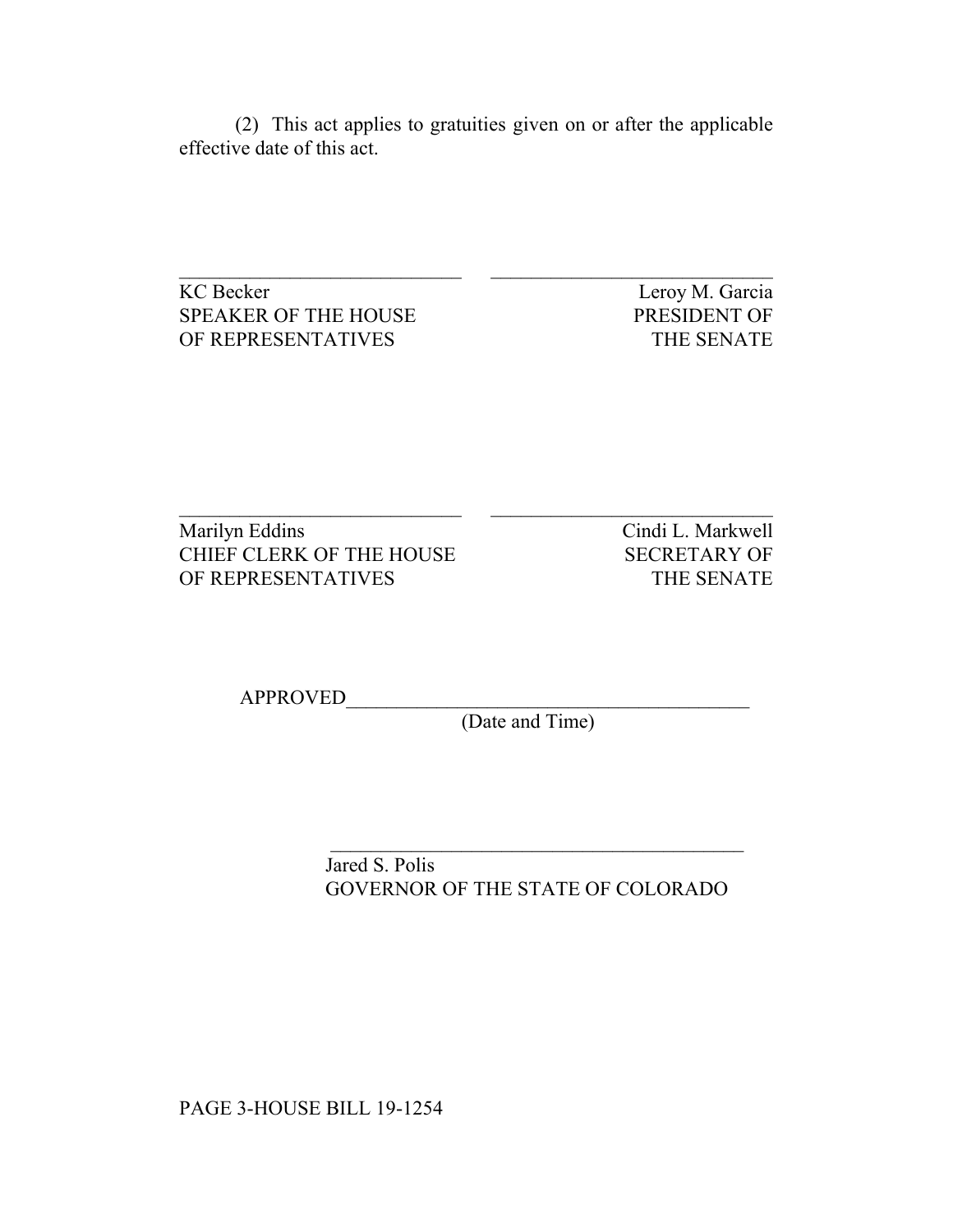(2) This act applies to gratuities given on or after the applicable effective date of this act.

| | |
|---|---|
| ____________________________ | ____________________________ |
| KC Becker | Leroy M. Garcia |
| SPEAKER OF THE HOUSE OF REPRESENTATIVES | PRESIDENT OF THE SENATE |

| | |
|---|---|
| ____________________________ | ____________________________ |
| Marilyn Eddins | Cindi L. Markwell |
| CHIEF CLERK OF THE HOUSE OF REPRESENTATIVES | SECRETARY OF THE SENATE |

APPROVED________________________________________
(Date and Time)

_________________________________________
Jared S. Polis
GOVERNOR OF THE STATE OF COLORADO

PAGE 3-HOUSE BILL 19-1254